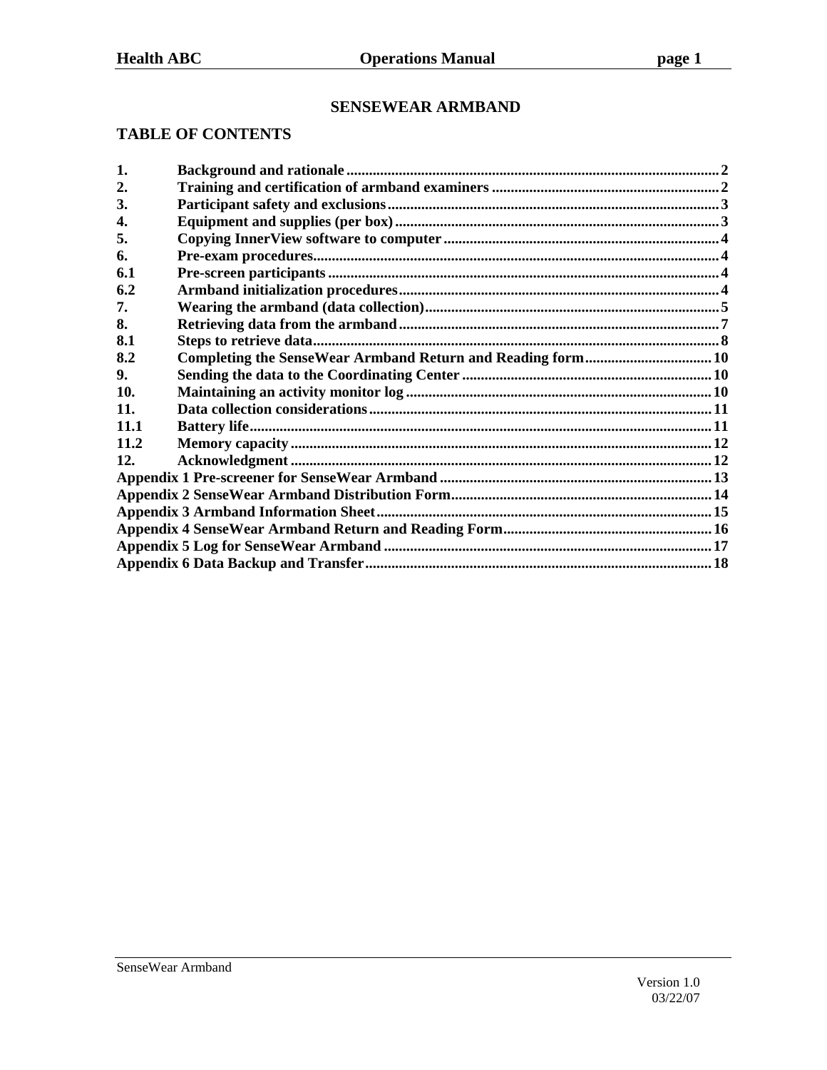# SENSEWEAR ARMBAND

## TABLE OF CONTENTS

| | | |
|---|---|---|
| 1. | Background and rationale | 2 |
| 2. | Training and certification of armband examiners | 2 |
| 3. | Participant safety and exclusions | 3 |
| 4. | Equipment and supplies (per box) | 3 |
| 5. | Copying InnerView software to computer | 4 |
| 6. | Pre-exam procedures | 4 |
| 6.1 | Pre-screen participants | 4 |
| 6.2 | Armband initialization procedures | 4 |
| 7. | Wearing the armband (data collection) | 5 |
| 8. | Retrieving data from the armband | 7 |
| 8.1 | Steps to retrieve data | 8 |
| 8.2 | Completing the SenseWear Armband Return and Reading form | 10 |
| 9. | Sending the data to the Coordinating Center | 10 |
| 10. | Maintaining an activity monitor log | 10 |
| 11. | Data collection considerations | 11 |
| 11.1 | Battery life | 11 |
| 11.2 | Memory capacity | 12 |
| 12. | Acknowledgment | 12 |
| Appendix 1 | Pre-screener for SenseWear Armband | 13 |
| Appendix 2 | SenseWear Armband Distribution Form | 14 |
| Appendix 3 | Armband Information Sheet | 15 |
| Appendix 4 | SenseWear Armband Return and Reading Form | 16 |
| Appendix 5 | Log for SenseWear Armband | 17 |
| Appendix 6 | Data Backup and Transfer | 18 |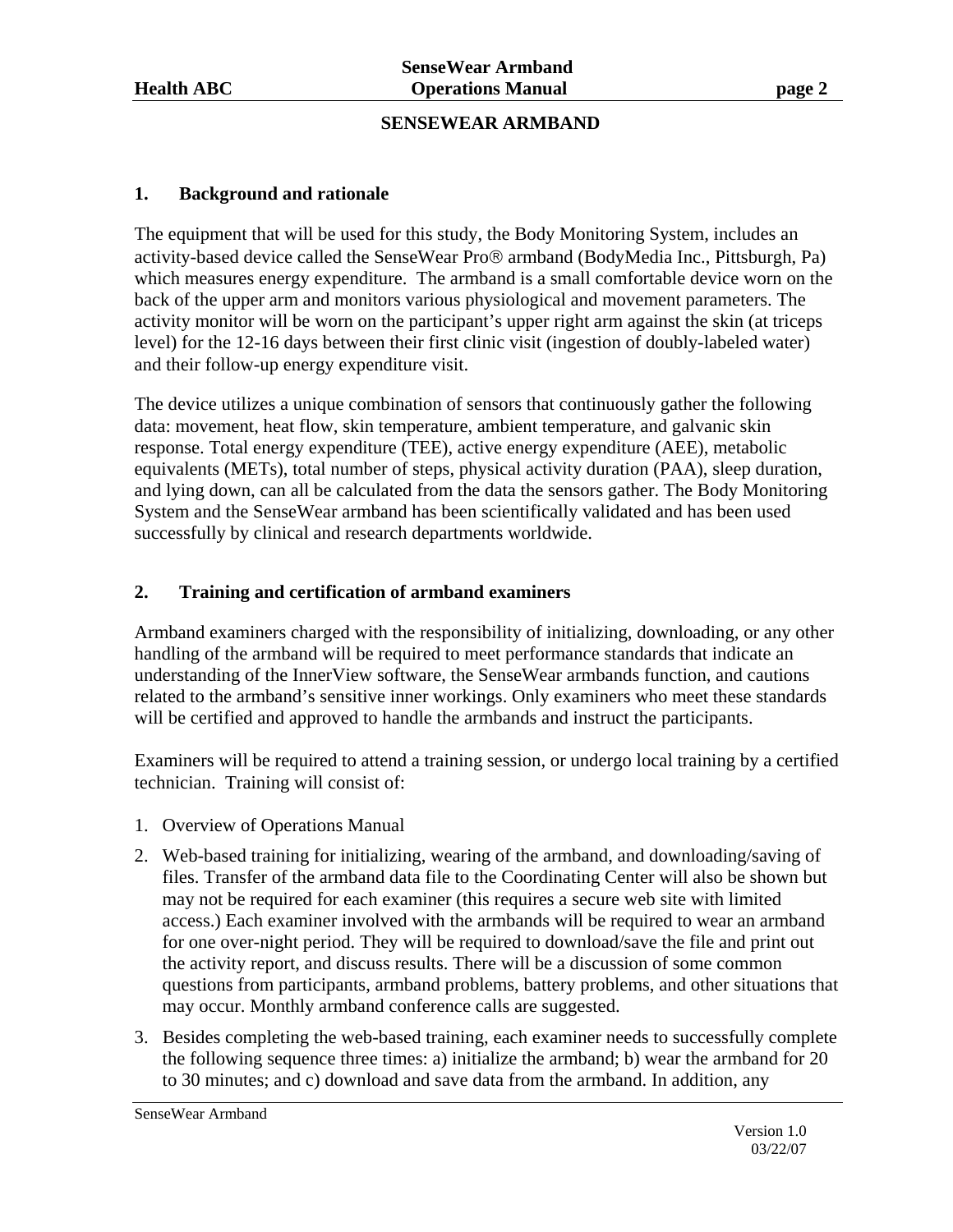## SENSEWEAR ARMBAND

### 1. Background and rationale

The equipment that will be used for this study, the Body Monitoring System, includes an activity-based device called the SenseWear Pro® armband (BodyMedia Inc., Pittsburgh, Pa) which measures energy expenditure. The armband is a small comfortable device worn on the back of the upper arm and monitors various physiological and movement parameters. The activity monitor will be worn on the participant's upper right arm against the skin (at triceps level) for the 12-16 days between their first clinic visit (ingestion of doubly-labeled water) and their follow-up energy expenditure visit.

The device utilizes a unique combination of sensors that continuously gather the following data: movement, heat flow, skin temperature, ambient temperature, and galvanic skin response. Total energy expenditure (TEE), active energy expenditure (AEE), metabolic equivalents (METs), total number of steps, physical activity duration (PAA), sleep duration, and lying down, can all be calculated from the data the sensors gather. The Body Monitoring System and the SenseWear armband has been scientifically validated and has been used successfully by clinical and research departments worldwide.

### 2. Training and certification of armband examiners

Armband examiners charged with the responsibility of initializing, downloading, or any other handling of the armband will be required to meet performance standards that indicate an understanding of the InnerView software, the SenseWear armbands function, and cautions related to the armband's sensitive inner workings. Only examiners who meet these standards will be certified and approved to handle the armbands and instruct the participants.

Examiners will be required to attend a training session, or undergo local training by a certified technician. Training will consist of:

1. Overview of Operations Manual
2. Web-based training for initializing, wearing of the armband, and downloading/saving of files. Transfer of the armband data file to the Coordinating Center will also be shown but may not be required for each examiner (this requires a secure web site with limited access.) Each examiner involved with the armbands will be required to wear an armband for one over-night period. They will be required to download/save the file and print out the activity report, and discuss results. There will be a discussion of some common questions from participants, armband problems, battery problems, and other situations that may occur. Monthly armband conference calls are suggested.
3. Besides completing the web-based training, each examiner needs to successfully complete the following sequence three times: a) initialize the armband; b) wear the armband for 20 to 30 minutes; and c) download and save data from the armband. In addition, any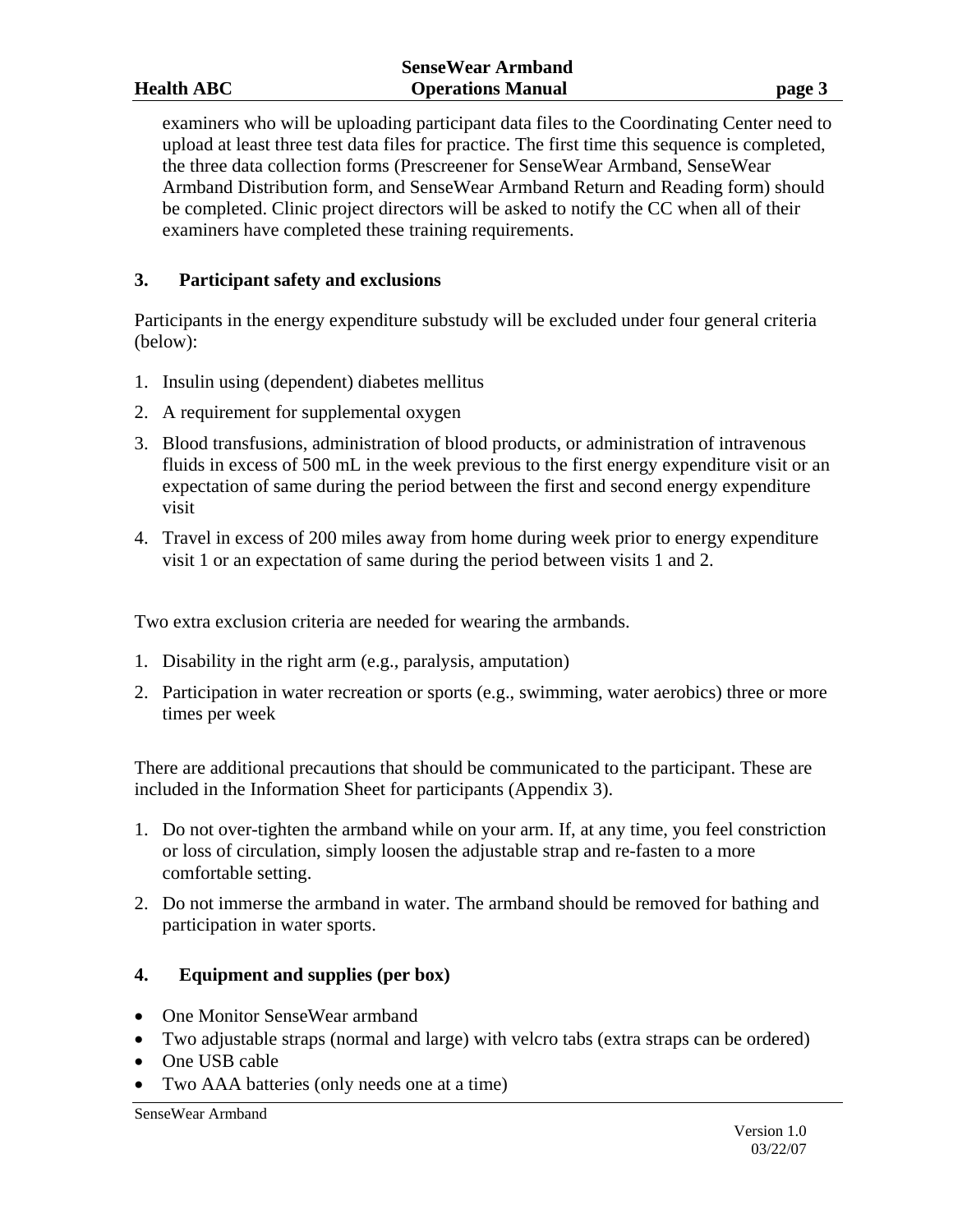examiners who will be uploading participant data files to the Coordinating Center need to upload at least three test data files for practice. The first time this sequence is completed, the three data collection forms (Prescreener for SenseWear Armband, SenseWear Armband Distribution form, and SenseWear Armband Return and Reading form) should be completed. Clinic project directors will be asked to notify the CC when all of their examiners have completed these training requirements.

## 3. Participant safety and exclusions

Participants in the energy expenditure substudy will be excluded under four general criteria (below):

1. Insulin using (dependent) diabetes mellitus
2. A requirement for supplemental oxygen
3. Blood transfusions, administration of blood products, or administration of intravenous fluids in excess of 500 mL in the week previous to the first energy expenditure visit or an expectation of same during the period between the first and second energy expenditure visit
4. Travel in excess of 200 miles away from home during week prior to energy expenditure visit 1 or an expectation of same during the period between visits 1 and 2.

Two extra exclusion criteria are needed for wearing the armbands.

1. Disability in the right arm (e.g., paralysis, amputation)
2. Participation in water recreation or sports (e.g., swimming, water aerobics) three or more times per week

There are additional precautions that should be communicated to the participant. These are included in the Information Sheet for participants (Appendix 3).

1. Do not over-tighten the armband while on your arm. If, at any time, you feel constriction or loss of circulation, simply loosen the adjustable strap and re-fasten to a more comfortable setting.
2. Do not immerse the armband in water. The armband should be removed for bathing and participation in water sports.

## 4. Equipment and supplies (per box)

- One Monitor SenseWear armband
- Two adjustable straps (normal and large) with velcro tabs (extra straps can be ordered)
- One USB cable
- Two AAA batteries (only needs one at a time)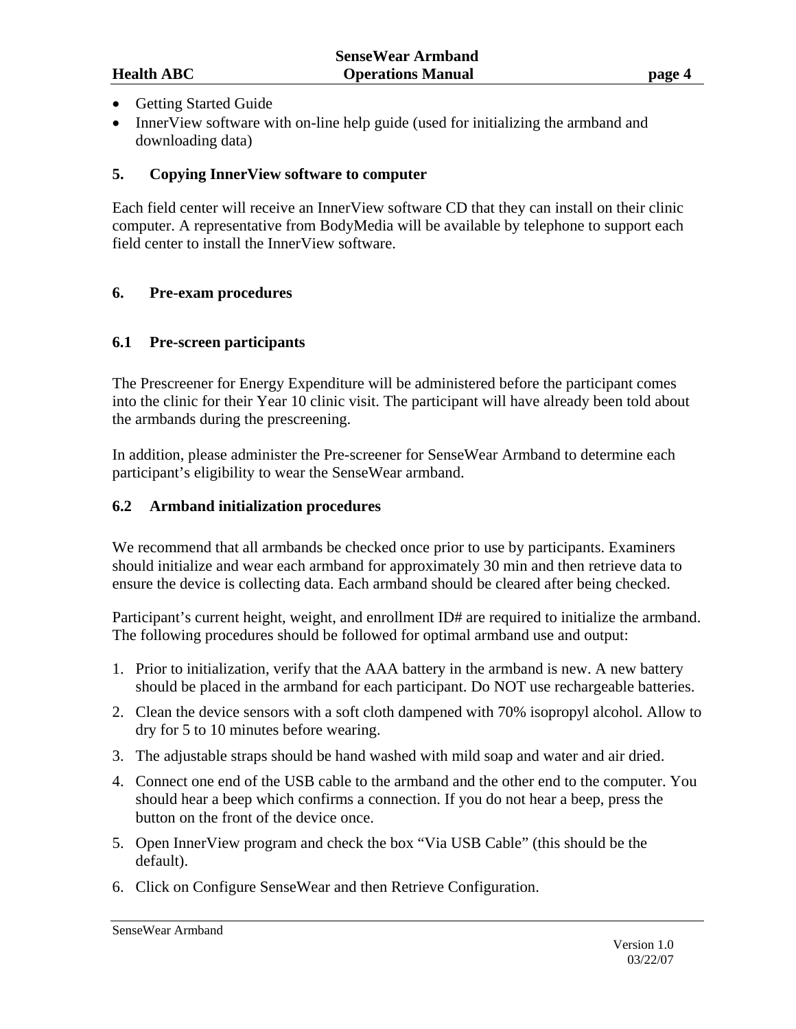- Getting Started Guide
- InnerView software with on-line help guide (used for initializing the armband and downloading data)

## 5. Copying InnerView software to computer

Each field center will receive an InnerView software CD that they can install on their clinic computer. A representative from BodyMedia will be available by telephone to support each field center to install the InnerView software.

## 6. Pre-exam procedures

### 6.1 Pre-screen participants

The Prescreener for Energy Expenditure will be administered before the participant comes into the clinic for their Year 10 clinic visit. The participant will have already been told about the armbands during the prescreening.

In addition, please administer the Pre-screener for SenseWear Armband to determine each participant's eligibility to wear the SenseWear armband.

### 6.2 Armband initialization procedures

We recommend that all armbands be checked once prior to use by participants. Examiners should initialize and wear each armband for approximately 30 min and then retrieve data to ensure the device is collecting data. Each armband should be cleared after being checked.

Participant's current height, weight, and enrollment ID# are required to initialize the armband. The following procedures should be followed for optimal armband use and output:

1. Prior to initialization, verify that the AAA battery in the armband is new. A new battery should be placed in the armband for each participant. Do NOT use rechargeable batteries.
2. Clean the device sensors with a soft cloth dampened with 70% isopropyl alcohol. Allow to dry for 5 to 10 minutes before wearing.
3. The adjustable straps should be hand washed with mild soap and water and air dried.
4. Connect one end of the USB cable to the armband and the other end to the computer. You should hear a beep which confirms a connection. If you do not hear a beep, press the button on the front of the device once.
5. Open InnerView program and check the box "Via USB Cable" (this should be the default).
6. Click on Configure SenseWear and then Retrieve Configuration.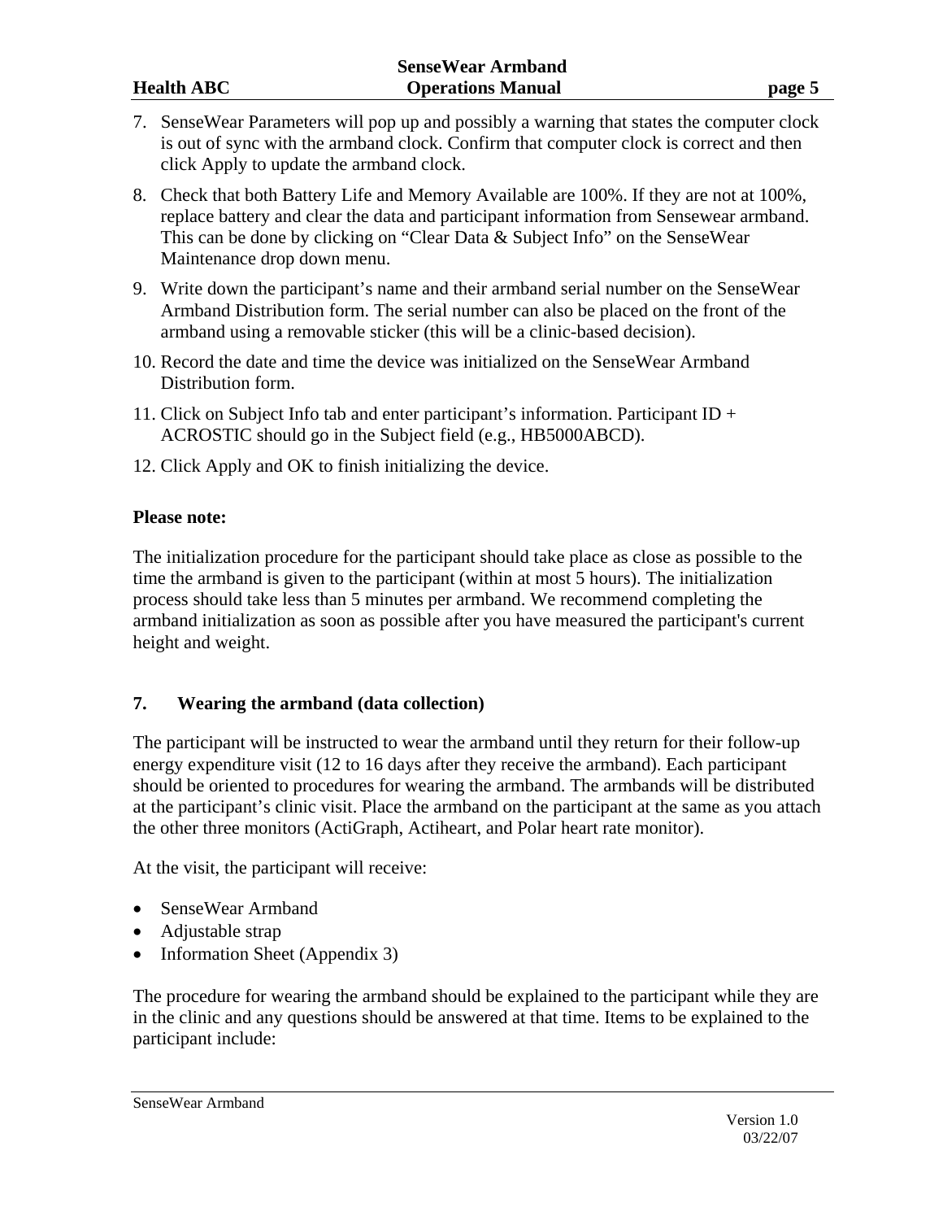7. SenseWear Parameters will pop up and possibly a warning that states the computer clock is out of sync with the armband clock. Confirm that computer clock is correct and then click Apply to update the armband clock.
8. Check that both Battery Life and Memory Available are 100%. If they are not at 100%, replace battery and clear the data and participant information from Sensewear armband. This can be done by clicking on "Clear Data & Subject Info" on the SenseWear Maintenance drop down menu.
9. Write down the participant's name and their armband serial number on the SenseWear Armband Distribution form. The serial number can also be placed on the front of the armband using a removable sticker (this will be a clinic-based decision).
10. Record the date and time the device was initialized on the SenseWear Armband Distribution form.
11. Click on Subject Info tab and enter participant's information. Participant ID + ACROSTIC should go in the Subject field (e.g., HB5000ABCD).
12. Click Apply and OK to finish initializing the device.

**Please note:**

The initialization procedure for the participant should take place as close as possible to the time the armband is given to the participant (within at most 5 hours). The initialization process should take less than 5 minutes per armband. We recommend completing the armband initialization as soon as possible after you have measured the participant's current height and weight.

## 7. Wearing the armband (data collection)

The participant will be instructed to wear the armband until they return for their follow-up energy expenditure visit (12 to 16 days after they receive the armband). Each participant should be oriented to procedures for wearing the armband. The armbands will be distributed at the participant's clinic visit. Place the armband on the participant at the same as you attach the other three monitors (ActiGraph, Actiheart, and Polar heart rate monitor).

At the visit, the participant will receive:

- SenseWear Armband
- Adjustable strap
- Information Sheet (Appendix 3)

The procedure for wearing the armband should be explained to the participant while they are in the clinic and any questions should be answered at that time. Items to be explained to the participant include: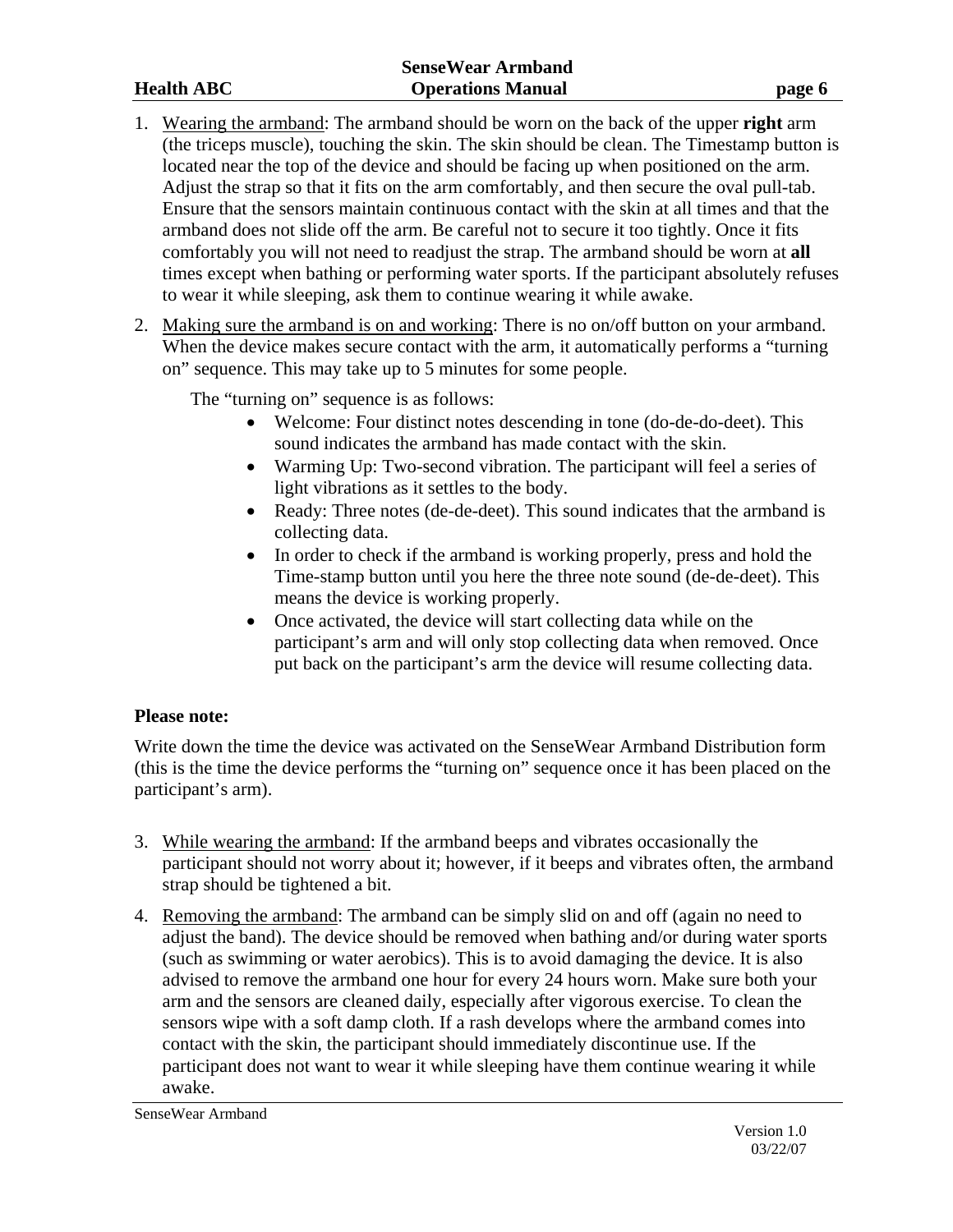1. Wearing the armband: The armband should be worn on the back of the upper **right** arm (the triceps muscle), touching the skin. The skin should be clean. The Timestamp button is located near the top of the device and should be facing up when positioned on the arm. Adjust the strap so that it fits on the arm comfortably, and then secure the oval pull-tab. Ensure that the sensors maintain continuous contact with the skin at all times and that the armband does not slide off the arm. Be careful not to secure it too tightly. Once it fits comfortably you will not need to readjust the strap. The armband should be worn at **all** times except when bathing or performing water sports. If the participant absolutely refuses to wear it while sleeping, ask them to continue wearing it while awake.

2. Making sure the armband is on and working: There is no on/off button on your armband. When the device makes secure contact with the arm, it automatically performs a "turning on" sequence. This may take up to 5 minutes for some people.

   The "turning on" sequence is as follows:

   - Welcome: Four distinct notes descending in tone (do-de-do-deet). This sound indicates the armband has made contact with the skin.
   - Warming Up: Two-second vibration. The participant will feel a series of light vibrations as it settles to the body.
   - Ready: Three notes (de-de-deet). This sound indicates that the armband is collecting data.
   - In order to check if the armband is working properly, press and hold the Time-stamp button until you here the three note sound (de-de-deet). This means the device is working properly.
   - Once activated, the device will start collecting data while on the participant's arm and will only stop collecting data when removed. Once put back on the participant's arm the device will resume collecting data.

**Please note:**

Write down the time the device was activated on the SenseWear Armband Distribution form (this is the time the device performs the "turning on" sequence once it has been placed on the participant's arm).

3. While wearing the armband: If the armband beeps and vibrates occasionally the participant should not worry about it; however, if it beeps and vibrates often, the armband strap should be tightened a bit.

4. Removing the armband: The armband can be simply slid on and off (again no need to adjust the band). The device should be removed when bathing and/or during water sports (such as swimming or water aerobics). This is to avoid damaging the device. It is also advised to remove the armband one hour for every 24 hours worn. Make sure both your arm and the sensors are cleaned daily, especially after vigorous exercise. To clean the sensors wipe with a soft damp cloth. If a rash develops where the armband comes into contact with the skin, the participant should immediately discontinue use. If the participant does not want to wear it while sleeping have them continue wearing it while awake.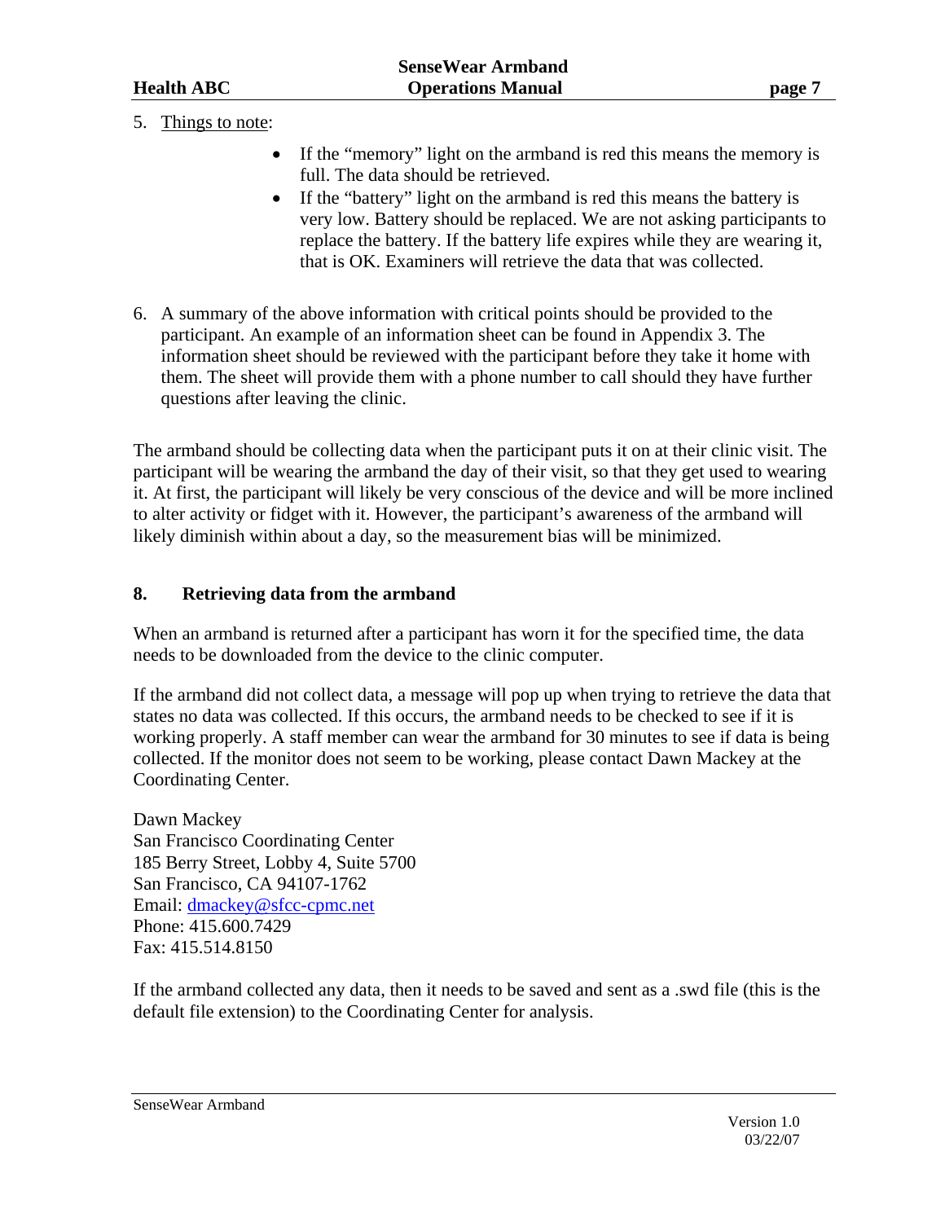5. Things to note:

    - If the "memory" light on the armband is red this means the memory is full. The data should be retrieved.
    - If the "battery" light on the armband is red this means the battery is very low. Battery should be replaced. We are not asking participants to replace the battery. If the battery life expires while they are wearing it, that is OK. Examiners will retrieve the data that was collected.

6. A summary of the above information with critical points should be provided to the participant. An example of an information sheet can be found in Appendix 3. The information sheet should be reviewed with the participant before they take it home with them. The sheet will provide them with a phone number to call should they have further questions after leaving the clinic.

The armband should be collecting data when the participant puts it on at their clinic visit. The participant will be wearing the armband the day of their visit, so that they get used to wearing it. At first, the participant will likely be very conscious of the device and will be more inclined to alter activity or fidget with it. However, the participant's awareness of the armband will likely diminish within about a day, so the measurement bias will be minimized.

## 8. Retrieving data from the armband

When an armband is returned after a participant has worn it for the specified time, the data needs to be downloaded from the device to the clinic computer.

If the armband did not collect data, a message will pop up when trying to retrieve the data that states no data was collected. If this occurs, the armband needs to be checked to see if it is working properly. A staff member can wear the armband for 30 minutes to see if data is being collected. If the monitor does not seem to be working, please contact Dawn Mackey at the Coordinating Center.

Dawn Mackey
San Francisco Coordinating Center
185 Berry Street, Lobby 4, Suite 5700
San Francisco, CA 94107-1762
Email: dmackey@sfcc-cpmc.net
Phone: 415.600.7429
Fax: 415.514.8150

If the armband collected any data, then it needs to be saved and sent as a .swd file (this is the default file extension) to the Coordinating Center for analysis.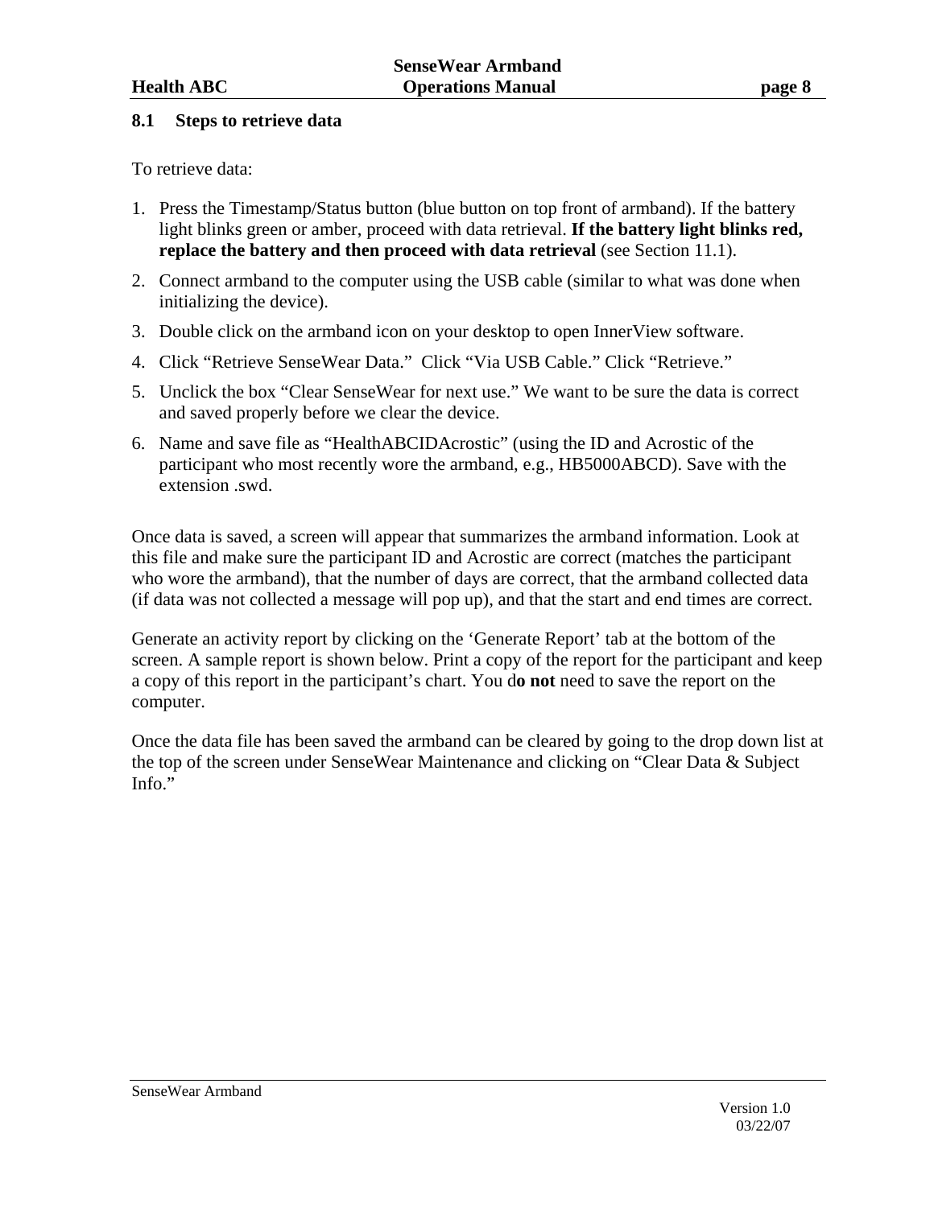## 8.1 Steps to retrieve data

To retrieve data:

1. Press the Timestamp/Status button (blue button on top front of armband). If the battery light blinks green or amber, proceed with data retrieval. **If the battery light blinks red, replace the battery and then proceed with data retrieval** (see Section 11.1).
2. Connect armband to the computer using the USB cable (similar to what was done when initializing the device).
3. Double click on the armband icon on your desktop to open InnerView software.
4. Click "Retrieve SenseWear Data." Click "Via USB Cable." Click "Retrieve."
5. Unclick the box "Clear SenseWear for next use." We want to be sure the data is correct and saved properly before we clear the device.
6. Name and save file as "HealthABCIDAcrostic" (using the ID and Acrostic of the participant who most recently wore the armband, e.g., HB5000ABCD). Save with the extension .swd.

Once data is saved, a screen will appear that summarizes the armband information. Look at this file and make sure the participant ID and Acrostic are correct (matches the participant who wore the armband), that the number of days are correct, that the armband collected data (if data was not collected a message will pop up), and that the start and end times are correct.

Generate an activity report by clicking on the 'Generate Report' tab at the bottom of the screen. A sample report is shown below. Print a copy of the report for the participant and keep a copy of this report in the participant's chart. You d**o not** need to save the report on the computer.

Once the data file has been saved the armband can be cleared by going to the drop down list at the top of the screen under SenseWear Maintenance and clicking on "Clear Data & Subject Info."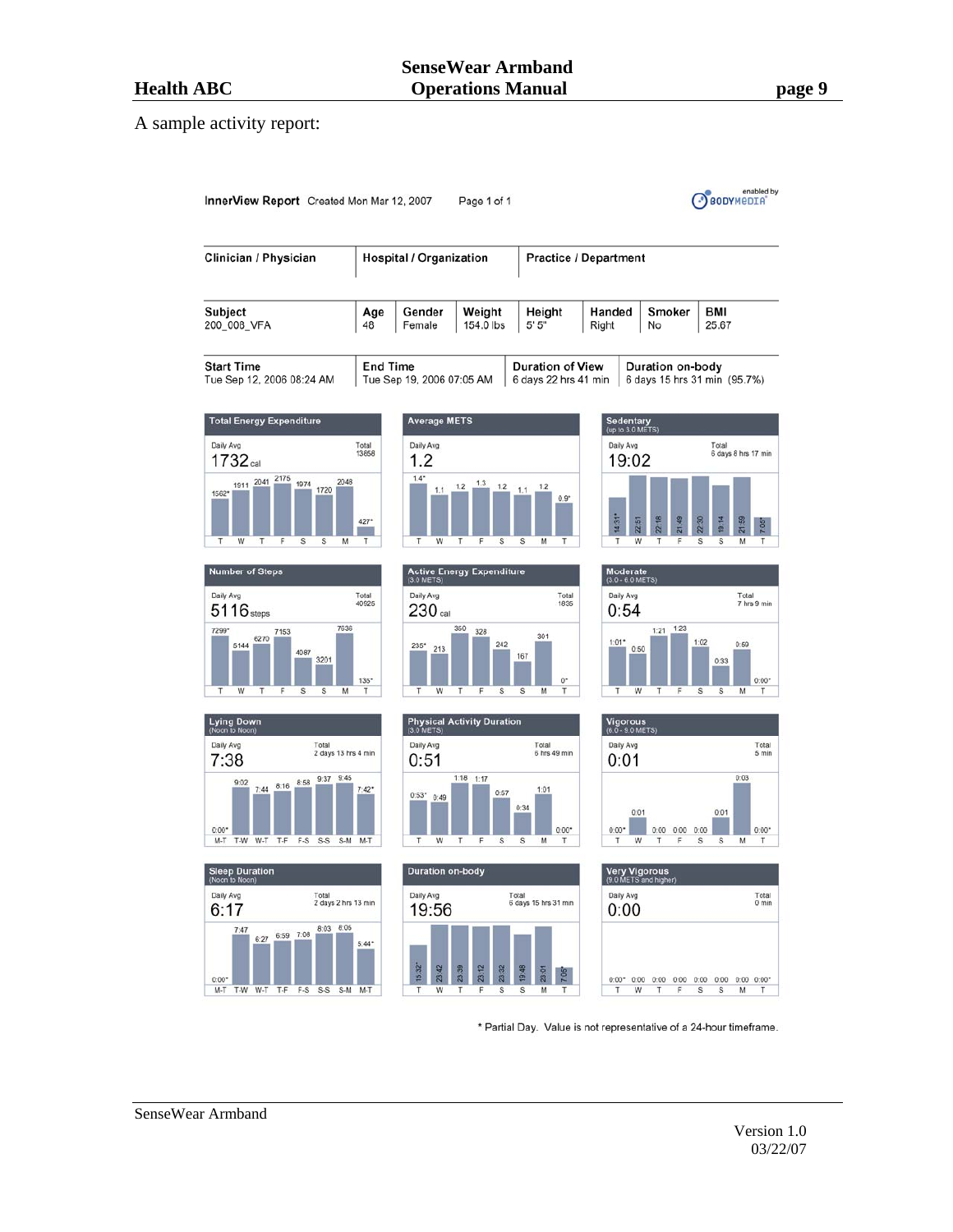A sample activity report:

**InnerView Report** Created Mon Mar 12, 2007 Page 1 of 1

enabled by BODYMEDIA

| Clinician / Physician | Hospital / Organization | Practice / Department |
|---|---|---|
| | | |

| Subject | Age | Gender | Weight | Height | Handed | Smoker | BMI |
|---|---|---|---|---|---|---|---|
| 200_008_VFA | 48 | Female | 154.0 lbs | 5' 5" | Right | No | 25.67 |

| Start Time | End Time | Duration of View | Duration on-body |
|---|---|---|---|
| Tue Sep 12, 2006 08:24 AM | Tue Sep 19, 2006 07:05 AM | 6 days 22 hrs 41 min | 6 days 15 hrs 31 min (95.7%) |

**Total Energy Expenditure** — Daily Avg 1732 cal; Total 13858

| T | W | T | F | S | S | M | T |
|---|---|---|---|---|---|---|---|
| 1562* | 1911 | 2041 | 2175 | 1974 | 1720 | 2048 | 427* |

**Average METS** — Daily Avg 1.2

| T | W | T | F | S | S | M | T |
|---|---|---|---|---|---|---|---|
| 1.4* | 1.1 | 1.2 | 1.3 | 1.2 | 1.1 | 1.2 | 0.9* |

**Sedentary** (up to 3.0 METS) — Daily Avg 19:02; Total 6 days 8 hrs 17 min

| T | W | T | F | S | S | M | T |
|---|---|---|---|---|---|---|---|
| 14:31* | 22:51 | 22:18 | 21:49 | 22:30 | 19:14 | 21:59 | 7:05* |

**Number of Steps** — Daily Avg 5116 steps; Total 40925

| T | W | T | F | S | S | M | T |
|---|---|---|---|---|---|---|---|
| 7299* | 5144 | 6270 | 7153 | 4087 | 3201 | 7636 | 135* |

**Active Energy Expenditure** (3.0 METS) — Daily Avg 230 cal; Total 1835

| T | W | T | F | S | S | M | T |
|---|---|---|---|---|---|---|---|
| 235* | 213 | 350 | 328 | 242 | 167 | 301 | 0* |

**Moderate** (3.0 - 6.0 METS) — Daily Avg 0:54; Total 7 hrs 9 min

| T | W | T | F | S | S | M | T |
|---|---|---|---|---|---|---|---|
| 1:01* | 0:50 | 1:21 | 1:23 | 1:02 | 0:33 | 0:59 | 0:00* |

**Lying Down** (Noon to Noon) — Daily Avg 7:38; Total 2 days 13 hrs 4 min

| M-T | T-W | W-T | T-F | F-S | S-S | S-M | M-T |
|---|---|---|---|---|---|---|---|
| 0:00* | 9:02 | 7:44 | 8:16 | 8:58 | 9:37 | 9:45 | 7:42* |

**Physical Activity Duration** (3.0 METS) — Daily Avg 0:51; Total 5 hrs 49 min

| T | W | T | F | S | S | M | T |
|---|---|---|---|---|---|---|---|
| 0:53* | 0:49 | 1:18 | 1:17 | 0:57 | 0:34 | 1:01 | 0:00* |

**Vigorous** (6.0 - 9.0 METS) — Daily Avg 0:01; Total 5 min

| T | W | T | F | S | S | M | T |
|---|---|---|---|---|---|---|---|
| 0:00* | 0:01 | 0:00 | 0:00 | 0:00 | 0:01 | 0:03 | 0:00* |

**Sleep Duration** (Noon to Noon) — Daily Avg 6:17; Total 2 days 2 hrs 13 min

| M-T | T-W | W-T | T-F | F-S | S-S | S-M | M-T |
|---|---|---|---|---|---|---|---|
| 0:00* | 7:47 | 6:27 | 6:59 | 7:08 | 8:03 | 8:06 | 5:44* |

**Duration on-body** — Daily Avg 19:56; Total 6 days 15 hrs 31 min

| T | W | T | F | S | S | M | T |
|---|---|---|---|---|---|---|---|
| 15:32* | 23:42 | 23:39 | 23:12 | 23:32 | 19:48 | 23:01 | 7:05* |

**Very Vigorous** (9.0 METS and higher) — Daily Avg 0:00; Total 0 min

| T | W | T | F | S | S | M | T |
|---|---|---|---|---|---|---|---|
| 0:00* | 0:00 | 0:00 | 0:00 | 0:00 | 0:00 | 0:00 | 0:00* |

\* Partial Day. Value is not representative of a 24-hour timeframe.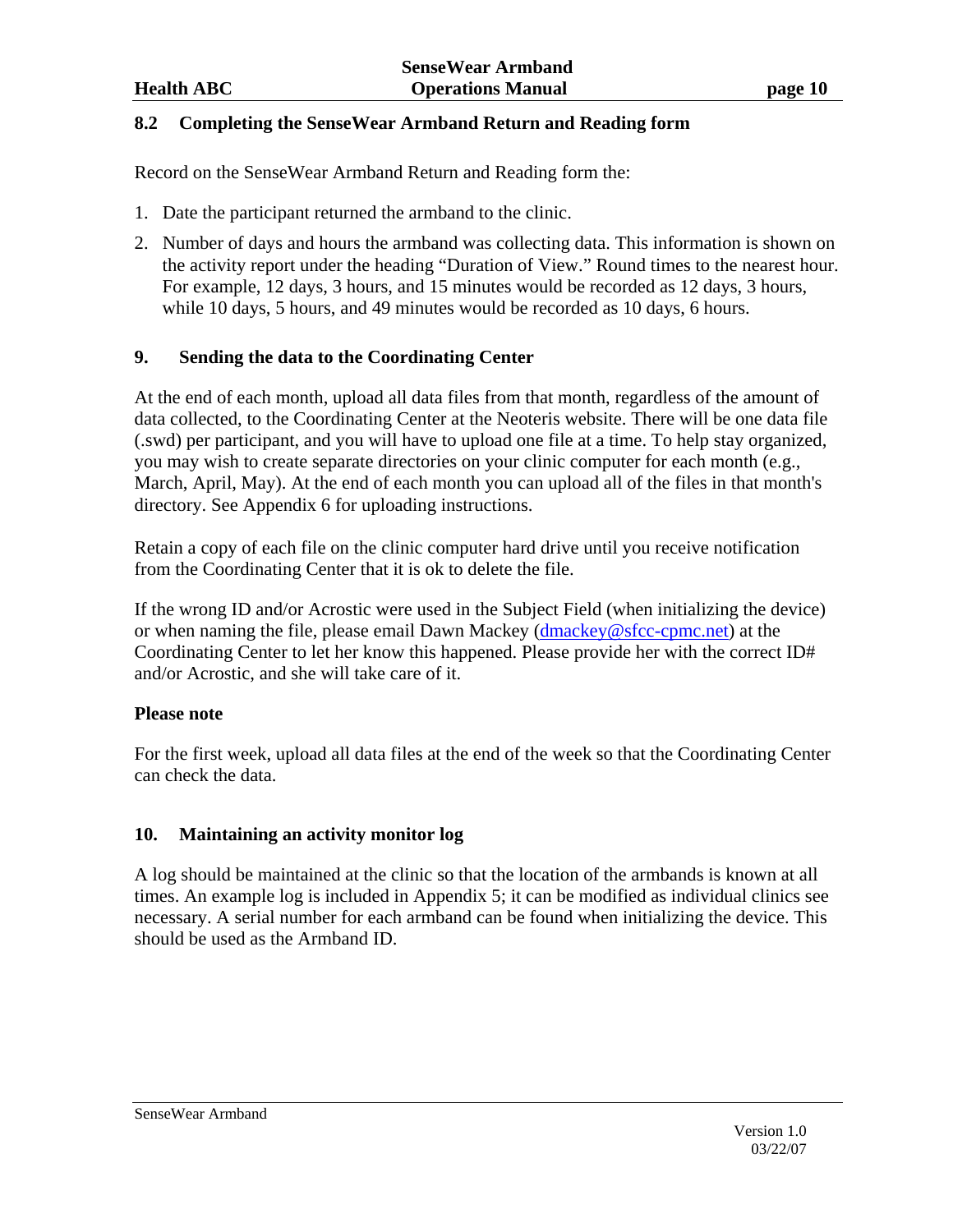## 8.2 Completing the SenseWear Armband Return and Reading form

Record on the SenseWear Armband Return and Reading form the:

1. Date the participant returned the armband to the clinic.
2. Number of days and hours the armband was collecting data. This information is shown on the activity report under the heading "Duration of View." Round times to the nearest hour. For example, 12 days, 3 hours, and 15 minutes would be recorded as 12 days, 3 hours, while 10 days, 5 hours, and 49 minutes would be recorded as 10 days, 6 hours.

## 9. Sending the data to the Coordinating Center

At the end of each month, upload all data files from that month, regardless of the amount of data collected, to the Coordinating Center at the Neoteris website. There will be one data file (.swd) per participant, and you will have to upload one file at a time. To help stay organized, you may wish to create separate directories on your clinic computer for each month (e.g., March, April, May). At the end of each month you can upload all of the files in that month's directory. See Appendix 6 for uploading instructions.

Retain a copy of each file on the clinic computer hard drive until you receive notification from the Coordinating Center that it is ok to delete the file.

If the wrong ID and/or Acrostic were used in the Subject Field (when initializing the device) or when naming the file, please email Dawn Mackey (dmackey@sfcc-cpmc.net) at the Coordinating Center to let her know this happened. Please provide her with the correct ID# and/or Acrostic, and she will take care of it.

**Please note**

For the first week, upload all data files at the end of the week so that the Coordinating Center can check the data.

## 10. Maintaining an activity monitor log

A log should be maintained at the clinic so that the location of the armbands is known at all times. An example log is included in Appendix 5; it can be modified as individual clinics see necessary. A serial number for each armband can be found when initializing the device. This should be used as the Armband ID.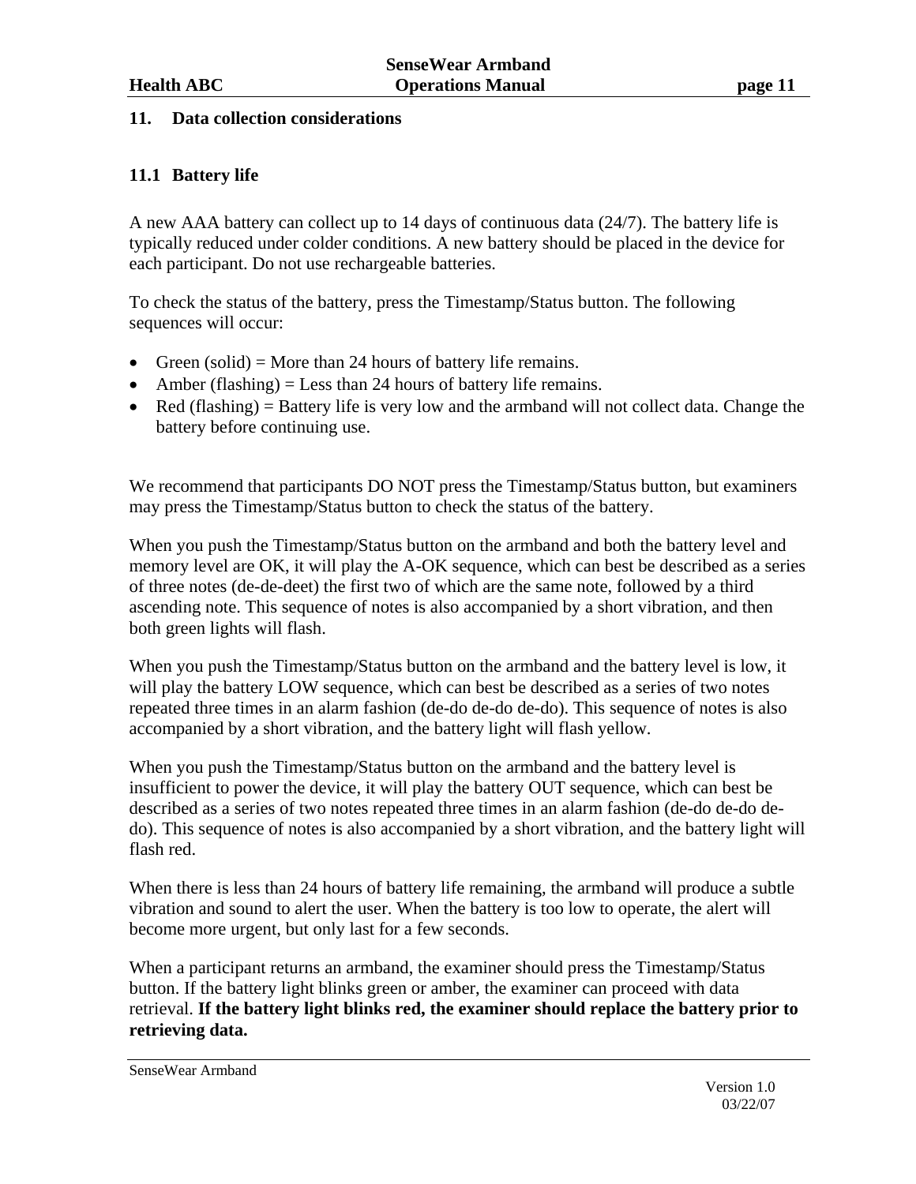## 11. Data collection considerations

### 11.1 Battery life

A new AAA battery can collect up to 14 days of continuous data (24/7). The battery life is typically reduced under colder conditions. A new battery should be placed in the device for each participant. Do not use rechargeable batteries.

To check the status of the battery, press the Timestamp/Status button. The following sequences will occur:

- Green (solid) = More than 24 hours of battery life remains.
- Amber (flashing) = Less than 24 hours of battery life remains.
- Red (flashing) = Battery life is very low and the armband will not collect data. Change the battery before continuing use.

We recommend that participants DO NOT press the Timestamp/Status button, but examiners may press the Timestamp/Status button to check the status of the battery.

When you push the Timestamp/Status button on the armband and both the battery level and memory level are OK, it will play the A-OK sequence, which can best be described as a series of three notes (de-de-deet) the first two of which are the same note, followed by a third ascending note. This sequence of notes is also accompanied by a short vibration, and then both green lights will flash.

When you push the Timestamp/Status button on the armband and the battery level is low, it will play the battery LOW sequence, which can best be described as a series of two notes repeated three times in an alarm fashion (de-do de-do de-do). This sequence of notes is also accompanied by a short vibration, and the battery light will flash yellow.

When you push the Timestamp/Status button on the armband and the battery level is insufficient to power the device, it will play the battery OUT sequence, which can best be described as a series of two notes repeated three times in an alarm fashion (de-do de-do de-do). This sequence of notes is also accompanied by a short vibration, and the battery light will flash red.

When there is less than 24 hours of battery life remaining, the armband will produce a subtle vibration and sound to alert the user. When the battery is too low to operate, the alert will become more urgent, but only last for a few seconds.

When a participant returns an armband, the examiner should press the Timestamp/Status button. If the battery light blinks green or amber, the examiner can proceed with data retrieval. **If the battery light blinks red, the examiner should replace the battery prior to retrieving data.**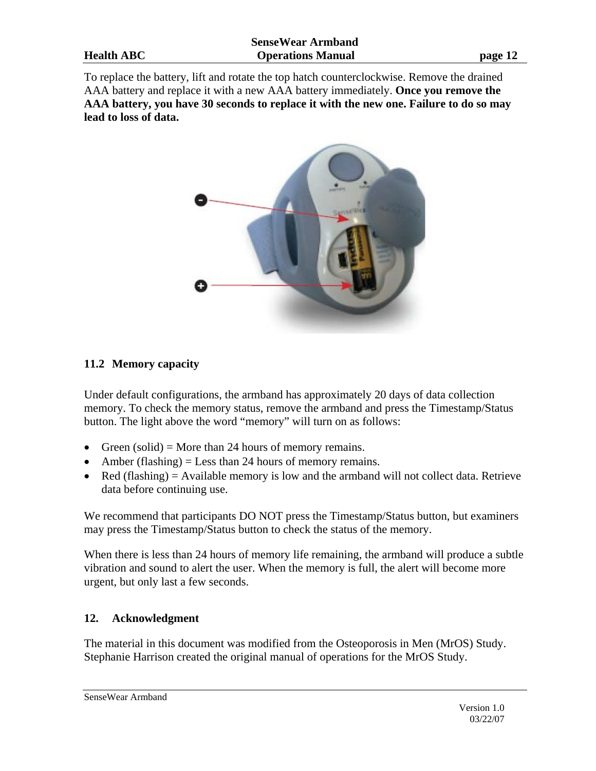To replace the battery, lift and rotate the top hatch counterclockwise. Remove the drained AAA battery and replace it with a new AAA battery immediately. **Once you remove the AAA battery, you have 30 seconds to replace it with the new one. Failure to do so may lead to loss of data.**

## 11.2 Memory capacity

Under default configurations, the armband has approximately 20 days of data collection memory. To check the memory status, remove the armband and press the Timestamp/Status button. The light above the word "memory" will turn on as follows:

- Green (solid) = More than 24 hours of memory remains.
- Amber (flashing) = Less than 24 hours of memory remains.
- Red (flashing) = Available memory is low and the armband will not collect data. Retrieve data before continuing use.

We recommend that participants DO NOT press the Timestamp/Status button, but examiners may press the Timestamp/Status button to check the status of the memory.

When there is less than 24 hours of memory life remaining, the armband will produce a subtle vibration and sound to alert the user. When the memory is full, the alert will become more urgent, but only last a few seconds.

# 12. Acknowledgment

The material in this document was modified from the Osteoporosis in Men (MrOS) Study. Stephanie Harrison created the original manual of operations for the MrOS Study.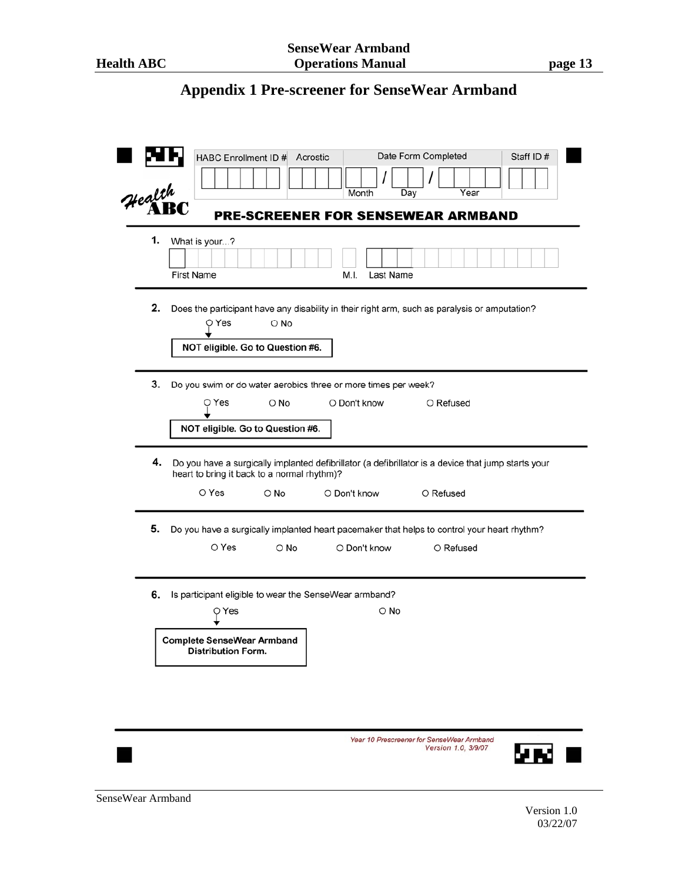# Appendix 1 Pre-screener for SenseWear Armband

Health ABC

| HABC Enrollment ID # | Acrostic | Date Form Completed | Staff ID # |
|---|---|---|---|
| | | Month / Day / Year | |

## PRE-SCREENER FOR SENSEWEAR ARMBAND

**1.** What is your...?

First Name M.I. Last Name

**2.** Does the participant have any disability in their right arm, such as paralysis or amputation?

○ Yes ○ No

Yes → **NOT eligible. Go to Question #6.**

**3.** Do you swim or do water aerobics three or more times per week?

○ Yes ○ No ○ Don't know ○ Refused

Yes → **NOT eligible. Go to Question #6.**

**4.** Do you have a surgically implanted defibrillator (a defibrillator is a device that jump starts your heart to bring it back to a normal rhythm)?

○ Yes ○ No ○ Don't know ○ Refused

**5.** Do you have a surgically implanted heart pacemaker that helps to control your heart rhythm?

○ Yes ○ No ○ Don't know ○ Refused

**6.** Is participant eligible to wear the SenseWear armband?

○ Yes ○ No

Yes → **Complete SenseWear Armband Distribution Form.**

*Year 10 Prescreener for SenseWear Armband Version 1.0, 3/9/07*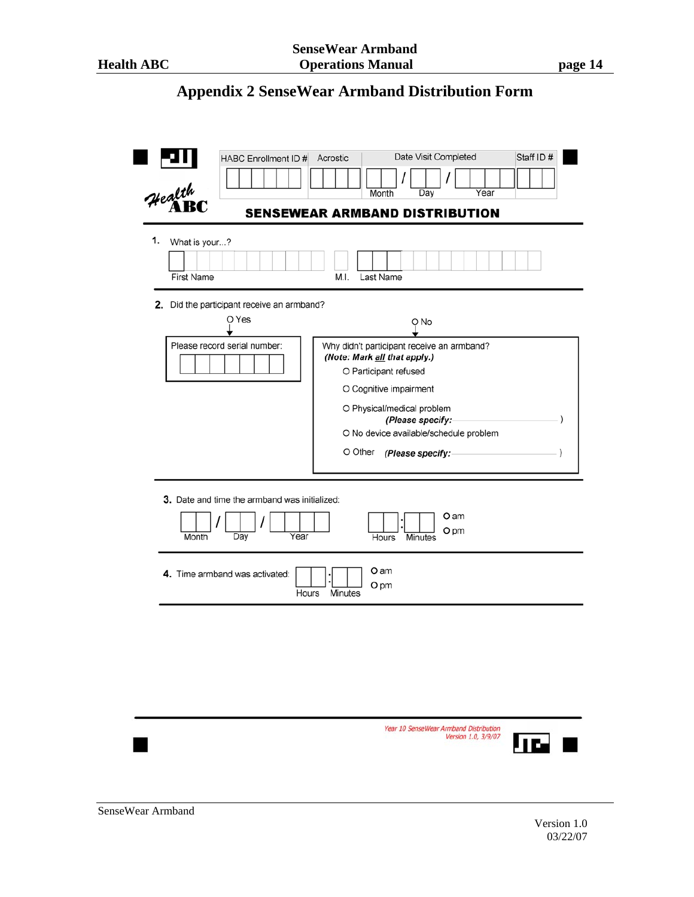# Appendix 2 SenseWear Armband Distribution Form

| HABC Enrollment ID # | Acrostic | Date Visit Completed | Staff ID # |
|---|---|---|---|
| | | Month / Day / Year | |

Health ABC

## SENSEWEAR ARMBAND DISTRIBUTION

1. What is your...?

   First Name M.I. Last Name

2. Did the participant receive an armband?

   O Yes

   Please record serial number:

   O No

   Why didn't participant receive an armband?
   ***(Note: Mark all that apply.)***

   O Participant refused

   O Cognitive impairment

   O Physical/medical problem
   ***(Please specify:*** )

   O No device available/schedule problem

   O Other ***(Please specify:*** )

3. Date and time the armband was initialized:

   Month / Day / Year    Hours : Minutes    O am O pm

4. Time armband was activated: Hours : Minutes    O am O pm

*Year 10 SenseWear Armband Distribution*
*Version 1.0, 3/9/07*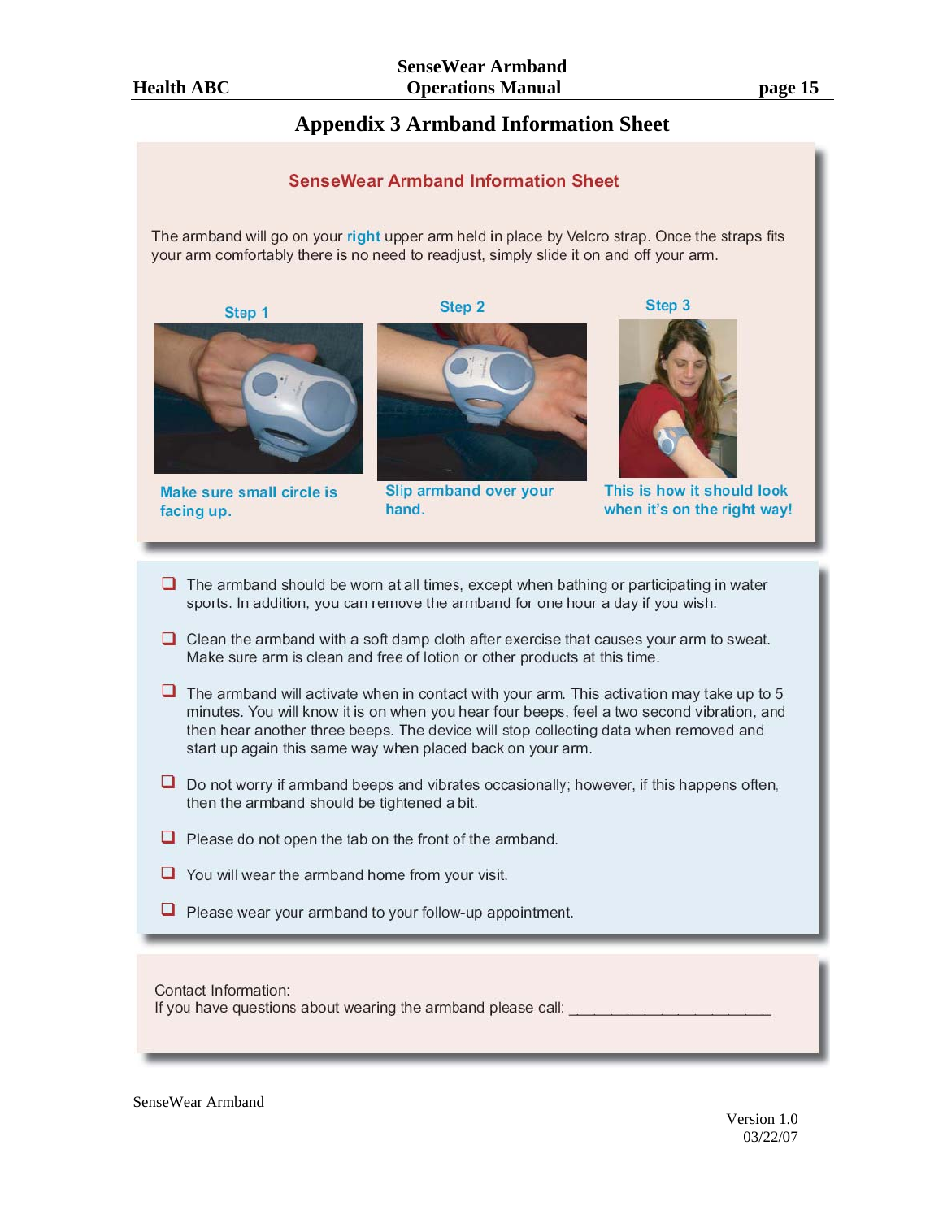# Appendix 3 Armband Information Sheet

## SenseWear Armband Information Sheet

The armband will go on your **right** upper arm held in place by Velcro strap. Once the straps fits your arm comfortably there is no need to readjust, simply slide it on and off your arm.

**Step 1**

Make sure small circle is facing up.

**Step 2**

Slip armband over your hand.

**Step 3**

This is how it should look when it's on the right way!

- ☐ The armband should be worn at all times, except when bathing or participating in water sports. In addition, you can remove the armband for one hour a day if you wish.
- ☐ Clean the armband with a soft damp cloth after exercise that causes your arm to sweat. Make sure arm is clean and free of lotion or other products at this time.
- ☐ The armband will activate when in contact with your arm. This activation may take up to 5 minutes. You will know it is on when you hear four beeps, feel a two second vibration, and then hear another three beeps. The device will stop collecting data when removed and start up again this same way when placed back on your arm.
- ☐ Do not worry if armband beeps and vibrates occasionally; however, if this happens often, then the armband should be tightened a bit.
- ☐ Please do not open the tab on the front of the armband.
- ☐ You will wear the armband home from your visit.
- ☐ Please wear your armband to your follow-up appointment.

Contact Information:
If you have questions about wearing the armband please call: ______________________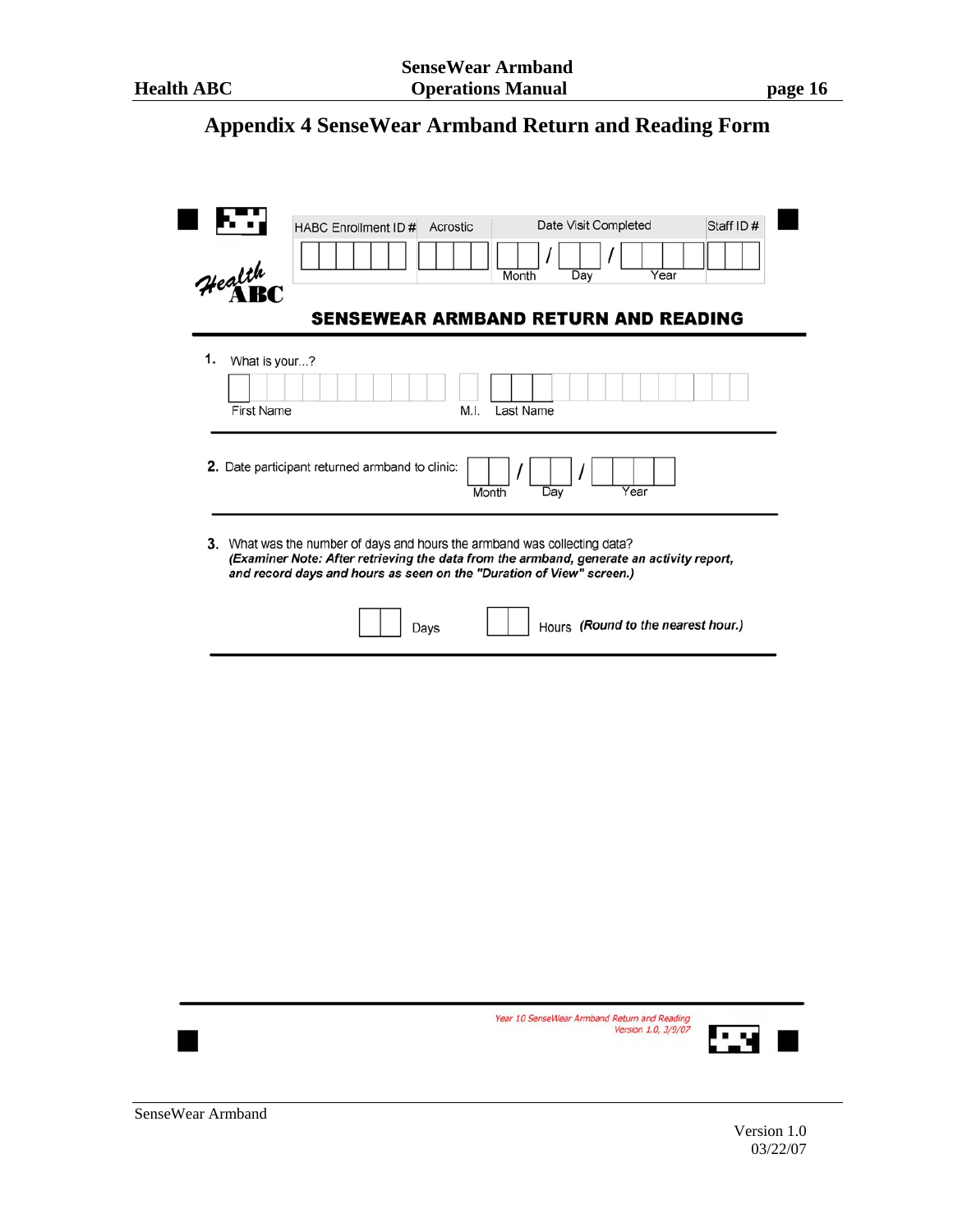# Appendix 4 SenseWear Armband Return and Reading Form

Health ABC

| HABC Enrollment ID # | Acrostic | Date Visit Completed | Staff ID # |
|---|---|---|---|
| | | ___ / ___ / ___ (Month / Day / Year) | |

## SENSEWEAR ARMBAND RETURN AND READING

**1.** What is your...?

First Name ____ M.I. ____ Last Name ____

**2.** Date participant returned armband to clinic: ___ / ___ / ___ (Month / Day / Year)

**3.** What was the number of days and hours the armband was collecting data?
***(Examiner Note: After retrieving the data from the armband, generate an activity report, and record days and hours as seen on the "Duration of View" screen.)***

____ Days ____ Hours ***(Round to the nearest hour.)***

*Year 10 SenseWear Armband Return and Reading*
*Version 1.0, 3/9/07*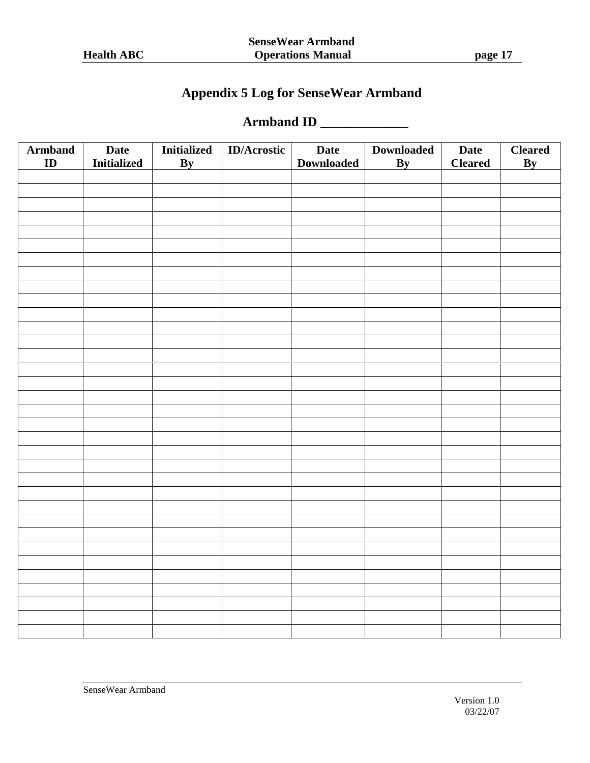# Appendix 5 Log for SenseWear Armband

## Armband ID _____________

| Armband ID | Date Initialized | Initialized By | ID/Acrostic | Date Downloaded | Downloaded By | Date Cleared | Cleared By |
|---|---|---|---|---|---|---|---|
| | | | | | | | |
| | | | | | | | |
| | | | | | | | |
| | | | | | | | |
| | | | | | | | |
| | | | | | | | |
| | | | | | | | |
| | | | | | | | |
| | | | | | | | |
| | | | | | | | |
| | | | | | | | |
| | | | | | | | |
| | | | | | | | |
| | | | | | | | |
| | | | | | | | |
| | | | | | | | |
| | | | | | | | |
| | | | | | | | |
| | | | | | | | |
| | | | | | | | |
| | | | | | | | |
| | | | | | | | |
| | | | | | | | |
| | | | | | | | |
| | | | | | | | |
| | | | | | | | |
| | | | | | | | |
| | | | | | | | |
| | | | | | | | |
| | | | | | | | |
| | | | | | | | |
| | | | | | | | |
| | | | | | | | |
| | | | | | | | |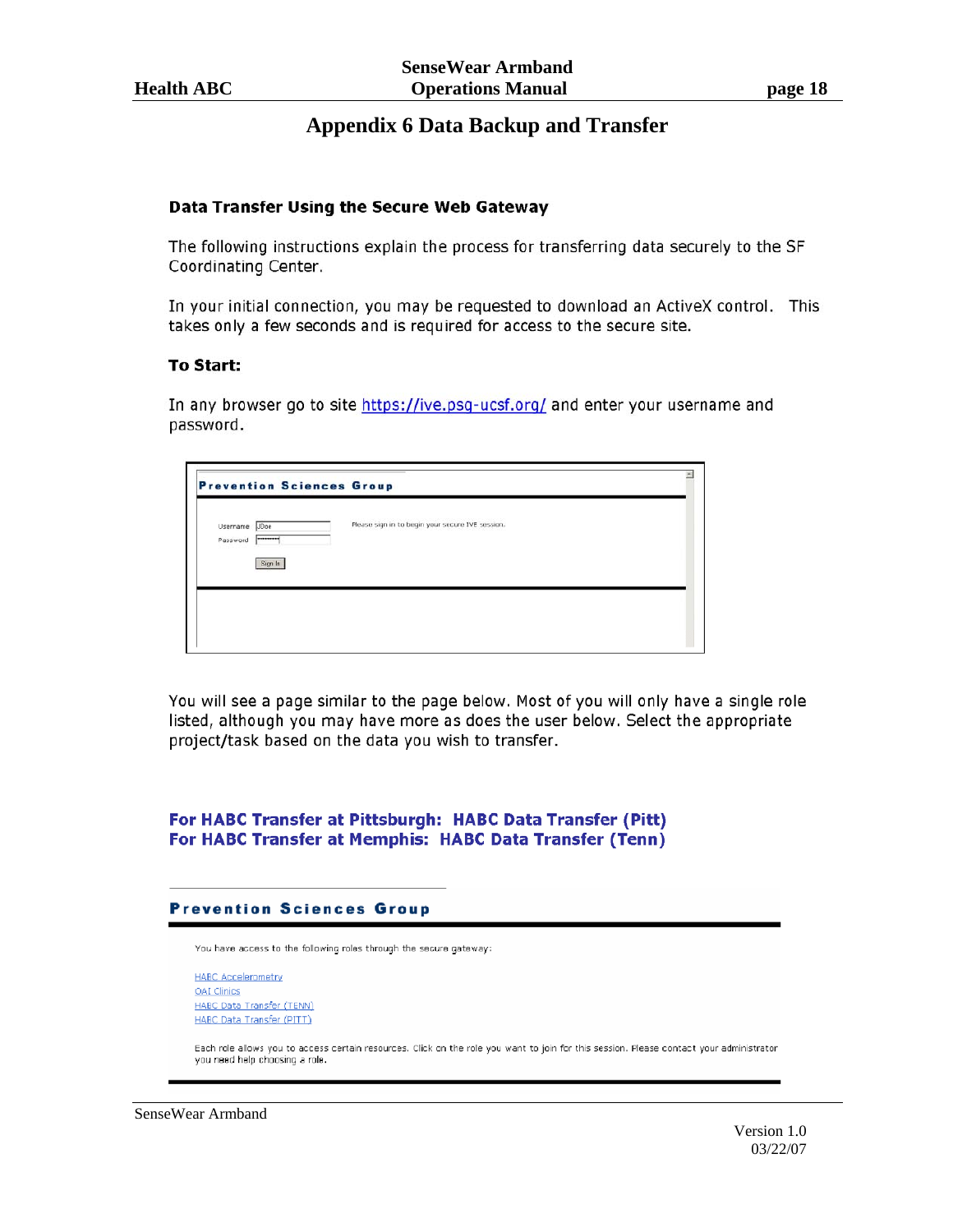# Appendix 6 Data Backup and Transfer

### Data Transfer Using the Secure Web Gateway

The following instructions explain the process for transferring data securely to the SF Coordinating Center.

In your initial connection, you may be requested to download an ActiveX control. This takes only a few seconds and is required for access to the secure site.

**To Start:**

In any browser go to site https://ive.psg-ucsf.org/ and enter your username and password.

**Prevention Sciences Group**

Username JDoe
Password ••••••••

Please sign in to begin your secure IVE session.

Sign In

You will see a page similar to the page below. Most of you will only have a single role listed, although you may have more as does the user below. Select the appropriate project/task based on the data you wish to transfer.

**For HABC Transfer at Pittsburgh: HABC Data Transfer (Pitt)**
**For HABC Transfer at Memphis: HABC Data Transfer (Tenn)**

**Prevention Sciences Group**

You have access to the following roles through the secure gateway:

HABC Accelerometry
OAI Clinics
HABC Data Transfer (TENN)
HABC Data Transfer (PITT)

Each role allows you to access certain resources. Click on the role you want to join for this session. Please contact your administrator you need help choosing a role.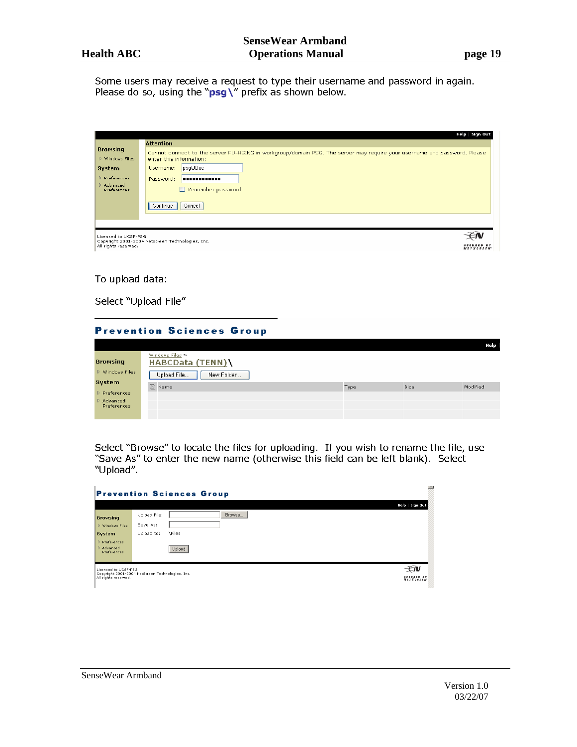Some users may receive a request to type their username and password in again. Please do so, using the "**psg\**" prefix as shown below.

To upload data:

Select "Upload File"

Select "Browse" to locate the files for uploading. If you wish to rename the file, use "Save As" to enter the new name (otherwise this field can be left blank). Select "Upload".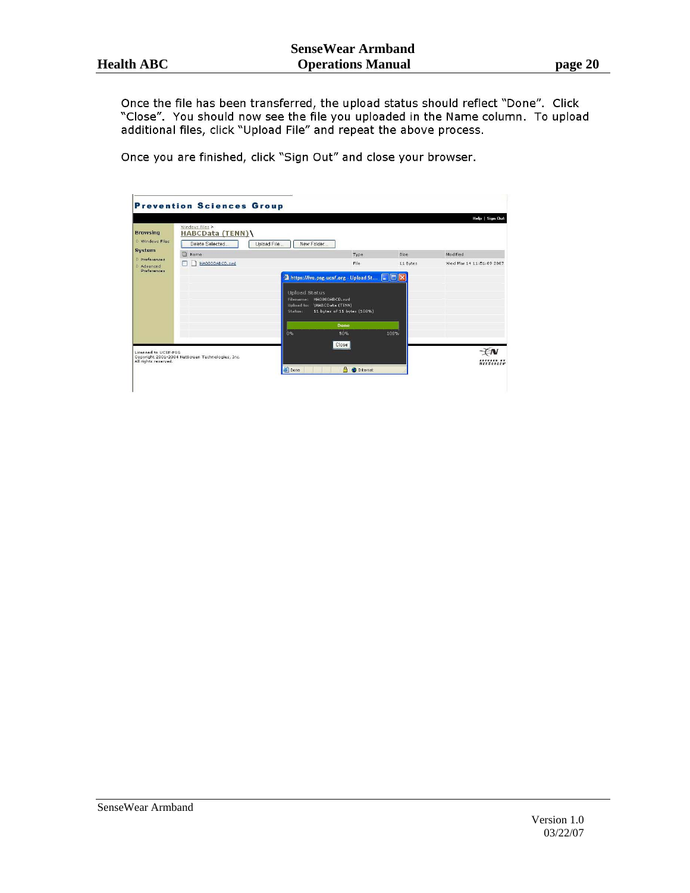Once the file has been transferred, the upload status should reflect "Done". Click "Close". You should now see the file you uploaded in the Name column. To upload additional files, click "Upload File" and repeat the above process.

Once you are finished, click "Sign Out" and close your browser.